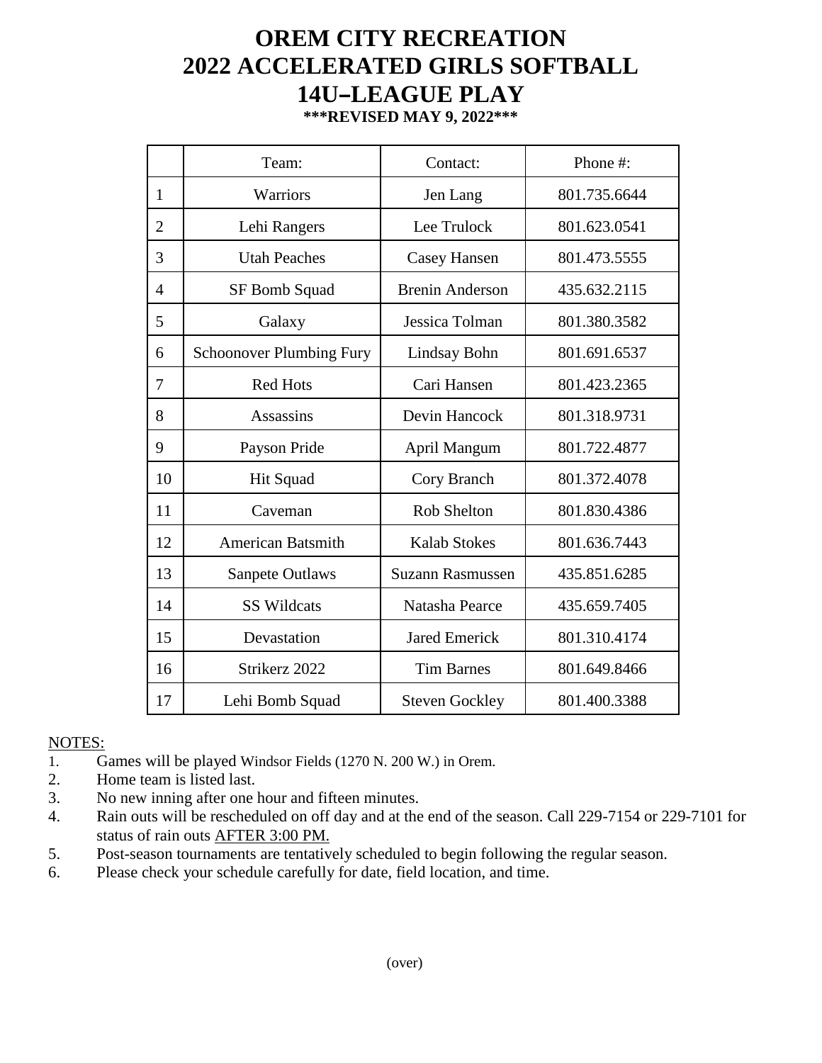# OREM CITY RECREATION
# 2022 ACCELERATED GIRLS SOFTBALL
# 14U–LEAGUE PLAY

**\*\*\*REVISED MAY 9, 2022\*\*\***

| | Team: | Contact: | Phone #: |
|---|---|---|---|
| 1 | Warriors | Jen Lang | 801.735.6644 |
| 2 | Lehi Rangers | Lee Trulock | 801.623.0541 |
| 3 | Utah Peaches | Casey Hansen | 801.473.5555 |
| 4 | SF Bomb Squad | Brenin Anderson | 435.632.2115 |
| 5 | Galaxy | Jessica Tolman | 801.380.3582 |
| 6 | Schoonover Plumbing Fury | Lindsay Bohn | 801.691.6537 |
| 7 | Red Hots | Cari Hansen | 801.423.2365 |
| 8 | Assassins | Devin Hancock | 801.318.9731 |
| 9 | Payson Pride | April Mangum | 801.722.4877 |
| 10 | Hit Squad | Cory Branch | 801.372.4078 |
| 11 | Caveman | Rob Shelton | 801.830.4386 |
| 12 | American Batsmith | Kalab Stokes | 801.636.7443 |
| 13 | Sanpete Outlaws | Suzann Rasmussen | 435.851.6285 |
| 14 | SS Wildcats | Natasha Pearce | 435.659.7405 |
| 15 | Devastation | Jared Emerick | 801.310.4174 |
| 16 | Strikerz 2022 | Tim Barnes | 801.649.8466 |
| 17 | Lehi Bomb Squad | Steven Gockley | 801.400.3388 |

NOTES:

1. Games will be played Windsor Fields (1270 N. 200 W.) in Orem.
2. Home team is listed last.
3. No new inning after one hour and fifteen minutes.
4. Rain outs will be rescheduled on off day and at the end of the season. Call 229-7154 or 229-7101 for status of rain outs AFTER 3:00 PM.
5. Post-season tournaments are tentatively scheduled to begin following the regular season.
6. Please check your schedule carefully for date, field location, and time.

(over)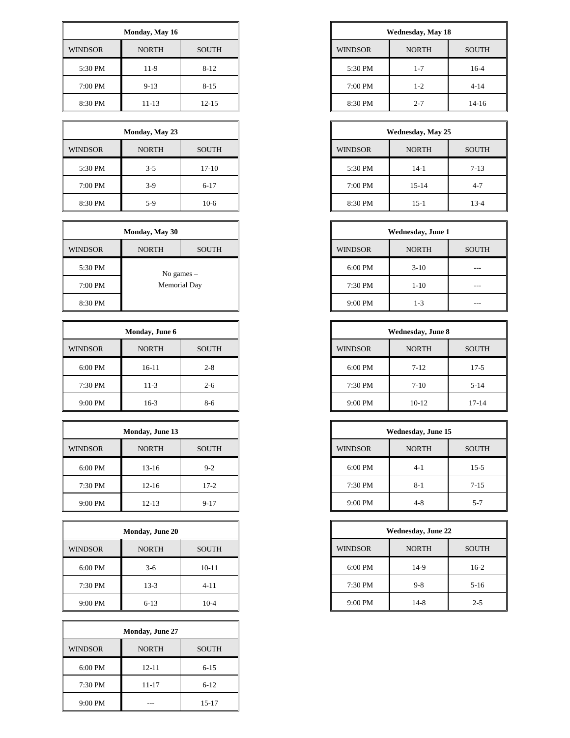| Monday, May 16 | | |
|---|---|---|
| WINDSOR | NORTH | SOUTH |
| 5:30 PM | 11-9 | 8-12 |
| 7:00 PM | 9-13 | 8-15 |
| 8:30 PM | 11-13 | 12-15 |

| Monday, May 23 | | |
|---|---|---|
| WINDSOR | NORTH | SOUTH |
| 5:30 PM | 3-5 | 17-10 |
| 7:00 PM | 3-9 | 6-17 |
| 8:30 PM | 5-9 | 10-6 |

| Monday, May 30 | | |
|---|---|---|
| WINDSOR | NORTH | SOUTH |
| 5:30 PM | No games – Memorial Day | |
| 7:00 PM | | |
| 8:30 PM | | |

| Monday, June 6 | | |
|---|---|---|
| WINDSOR | NORTH | SOUTH |
| 6:00 PM | 16-11 | 2-8 |
| 7:30 PM | 11-3 | 2-6 |
| 9:00 PM | 16-3 | 8-6 |

| Monday, June 13 | | |
|---|---|---|
| WINDSOR | NORTH | SOUTH |
| 6:00 PM | 13-16 | 9-2 |
| 7:30 PM | 12-16 | 17-2 |
| 9:00 PM | 12-13 | 9-17 |

| Monday, June 20 | | |
|---|---|---|
| WINDSOR | NORTH | SOUTH |
| 6:00 PM | 3-6 | 10-11 |
| 7:30 PM | 13-3 | 4-11 |
| 9:00 PM | 6-13 | 10-4 |

| Monday, June 27 | | |
|---|---|---|
| WINDSOR | NORTH | SOUTH |
| 6:00 PM | 12-11 | 6-15 |
| 7:30 PM | 11-17 | 6-12 |
| 9:00 PM | --- | 15-17 |

| Wednesday, May 18 | | |
|---|---|---|
| WINDSOR | NORTH | SOUTH |
| 5:30 PM | 1-7 | 16-4 |
| 7:00 PM | 1-2 | 4-14 |
| 8:30 PM | 2-7 | 14-16 |

| Wednesday, May 25 | | |
|---|---|---|
| WINDSOR | NORTH | SOUTH |
| 5:30 PM | 14-1 | 7-13 |
| 7:00 PM | 15-14 | 4-7 |
| 8:30 PM | 15-1 | 13-4 |

| Wednesday, June 1 | | |
|---|---|---|
| WINDSOR | NORTH | SOUTH |
| 6:00 PM | 3-10 | --- |
| 7:30 PM | 1-10 | --- |
| 9:00 PM | 1-3 | --- |

| Wednesday, June 8 | | |
|---|---|---|
| WINDSOR | NORTH | SOUTH |
| 6:00 PM | 7-12 | 17-5 |
| 7:30 PM | 7-10 | 5-14 |
| 9:00 PM | 10-12 | 17-14 |

| Wednesday, June 15 | | |
|---|---|---|
| WINDSOR | NORTH | SOUTH |
| 6:00 PM | 4-1 | 15-5 |
| 7:30 PM | 8-1 | 7-15 |
| 9:00 PM | 4-8 | 5-7 |

| Wednesday, June 22 | | |
|---|---|---|
| WINDSOR | NORTH | SOUTH |
| 6:00 PM | 14-9 | 16-2 |
| 7:30 PM | 9-8 | 5-16 |
| 9:00 PM | 14-8 | 2-5 |